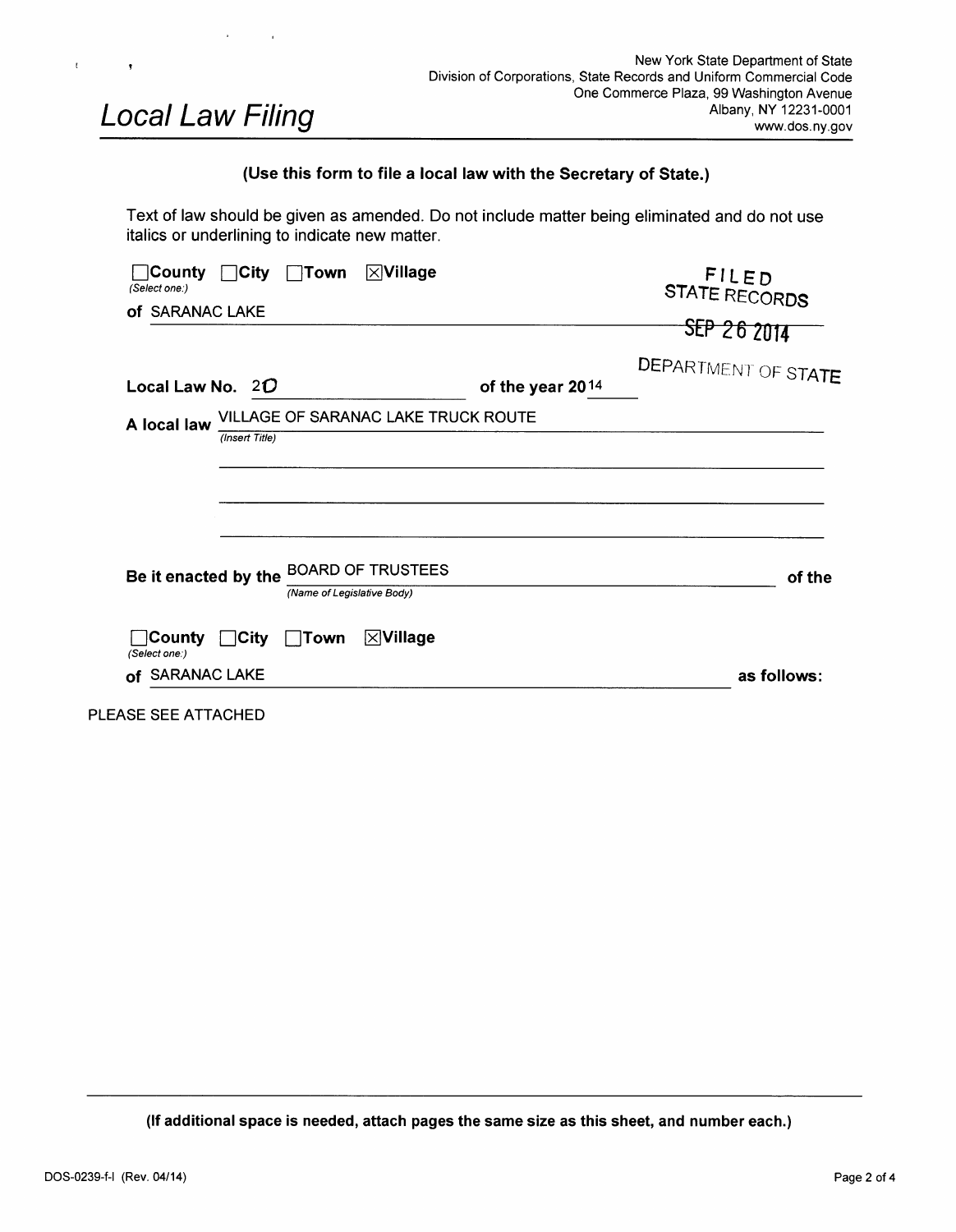New York State Department of State
Division of Corporations, State Records and Uniform Commercial Code
One Commerce Plaza, 99 Washington Avenue
Albany, NY 12231-0001
www.dos.ny.gov

# Local Law Filing

**(Use this form to file a local law with the Secretary of State.)**

Text of law should be given as amended. Do not include matter being eliminated and do not use italics or underlining to indicate new matter.

FILED
STATE RECORDS
SEP 26 2014
DEPARTMENT OF STATE

☐County ☐City ☐Town ☒Village
*(Select one:)*

**of** SARANAC LAKE

**Local Law No.** 20 **of the year 20**14

**A local law** VILLAGE OF SARANAC LAKE TRUCK ROUTE
*(Insert Title)*

**Be it enacted by the** BOARD OF TRUSTEES **of the**
*(Name of Legislative Body)*

☐County ☐City ☐Town ☒Village
*(Select one:)*

**of** SARANAC LAKE **as follows:**

PLEASE SEE ATTACHED

**(If additional space is needed, attach pages the same size as this sheet, and number each.)**

DOS-0239-f-l (Rev. 04/14)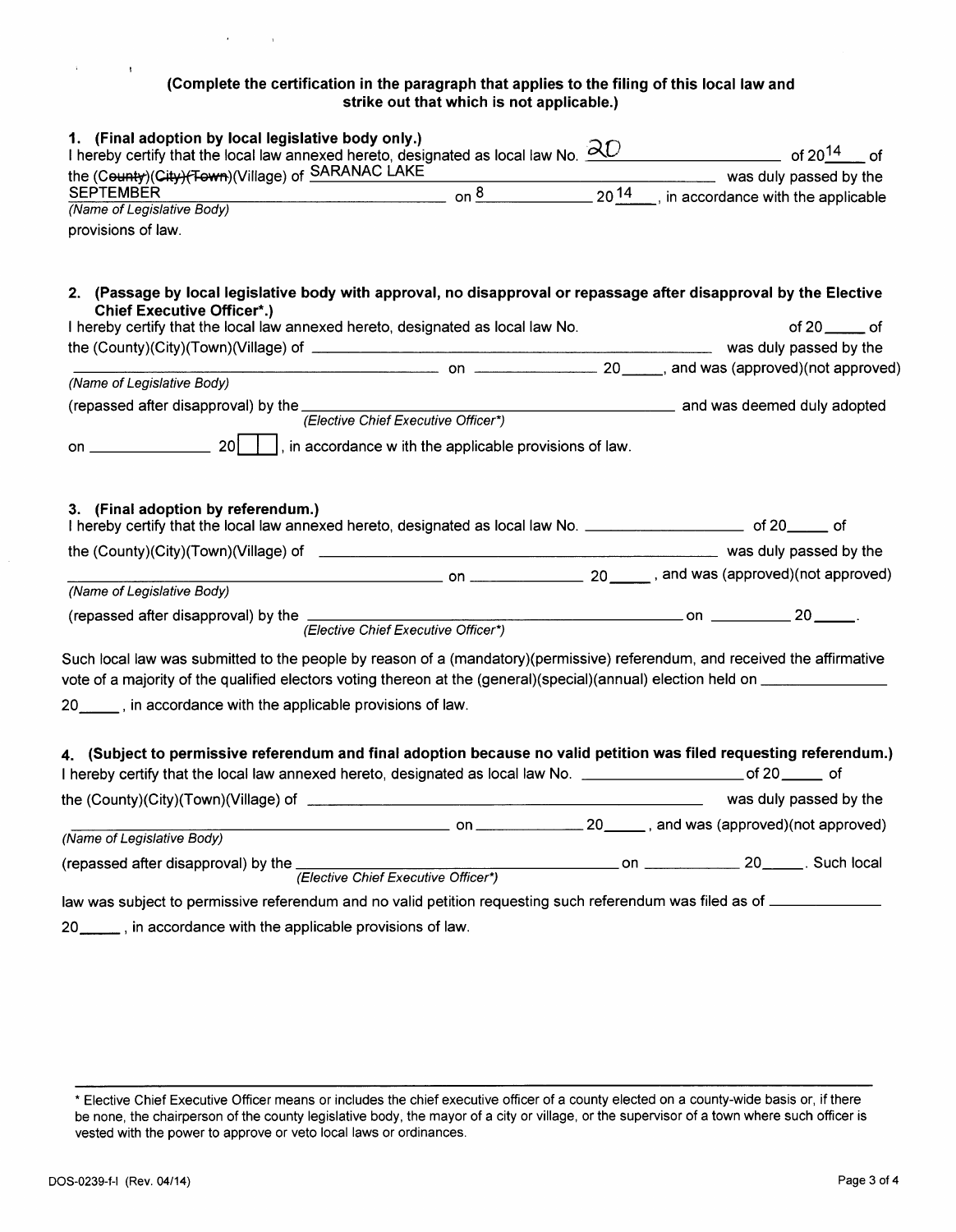**(Complete the certification in the paragraph that applies to the filing of this local law and strike out that which is not applicable.)**

**1. (Final adoption by local legislative body only.)**
I hereby certify that the local law annexed hereto, designated as local law No. 20 of 2014 of the ~~(County)~~(~~City~~)(~~Town~~)(Village) of SARANAC LAKE was duly passed by the SEPTEMBER on 8 2014, in accordance with the applicable

*(Name of Legislative Body)*

provisions of law.

**2. (Passage by local legislative body with approval, no disapproval or repassage after disapproval by the Elective Chief Executive Officer\*.)**
I hereby certify that the local law annexed hereto, designated as local law No. \_\_\_\_\_ of 20\_\_\_\_\_ of the (County)(City)(Town)(Village) of \_\_\_\_\_\_\_\_\_\_\_\_\_\_\_\_\_\_\_\_ was duly passed by the \_\_\_\_\_\_\_\_\_\_\_\_\_\_\_\_\_\_\_\_ on \_\_\_\_\_\_\_\_\_\_ 20\_\_\_\_\_, and was (approved)(not approved)

*(Name of Legislative Body)*

(repassed after disapproval) by the \_\_\_\_\_\_\_\_\_\_\_\_\_\_\_\_\_\_\_\_ and was deemed duly adopted

*(Elective Chief Executive Officer\*)*

on \_\_\_\_\_\_\_\_\_\_ 20\_\_\_\_\_, in accordance w ith the applicable provisions of law.

**3. (Final adoption by referendum.)**
I hereby certify that the local law annexed hereto, designated as local law No. \_\_\_\_\_\_\_\_\_\_ of 20\_\_\_\_\_ of the (County)(City)(Town)(Village) of \_\_\_\_\_\_\_\_\_\_\_\_\_\_\_\_\_\_\_\_ was duly passed by the \_\_\_\_\_\_\_\_\_\_\_\_\_\_\_\_\_\_\_\_ on \_\_\_\_\_\_\_\_\_\_ 20\_\_\_\_\_, and was (approved)(not approved)

*(Name of Legislative Body)*

(repassed after disapproval) by the \_\_\_\_\_\_\_\_\_\_\_\_\_\_\_\_\_\_\_\_ on \_\_\_\_\_\_\_\_\_\_ 20\_\_\_\_\_.

*(Elective Chief Executive Officer\*)*

Such local law was submitted to the people by reason of a (mandatory)(permissive) referendum, and received the affirmative vote of a majority of the qualified electors voting thereon at the (general)(special)(annual) election held on \_\_\_\_\_\_\_\_\_\_ 20\_\_\_\_\_, in accordance with the applicable provisions of law.

**4. (Subject to permissive referendum and final adoption because no valid petition was filed requesting referendum.)**
I hereby certify that the local law annexed hereto, designated as local law No. \_\_\_\_\_\_\_\_\_\_ of 20\_\_\_\_\_ of the (County)(City)(Town)(Village) of \_\_\_\_\_\_\_\_\_\_\_\_\_\_\_\_\_\_\_\_ was duly passed by the \_\_\_\_\_\_\_\_\_\_\_\_\_\_\_\_\_\_\_\_ on \_\_\_\_\_\_\_\_\_\_ 20\_\_\_\_\_, and was (approved)(not approved)

*(Name of Legislative Body)*

(repassed after disapproval) by the \_\_\_\_\_\_\_\_\_\_\_\_\_\_\_\_\_\_\_\_ on \_\_\_\_\_\_\_\_\_\_ 20\_\_\_\_\_. Such local

*(Elective Chief Executive Officer\*)*

law was subject to permissive referendum and no valid petition requesting such referendum was filed as of \_\_\_\_\_\_\_\_\_\_ 20\_\_\_\_\_, in accordance with the applicable provisions of law.

---

\* Elective Chief Executive Officer means or includes the chief executive officer of a county elected on a county-wide basis or, if there be none, the chairperson of the county legislative body, the mayor of a city or village, or the supervisor of a town where such officer is vested with the power to approve or veto local laws or ordinances.

DOS-0239-f-l (Rev. 04/14)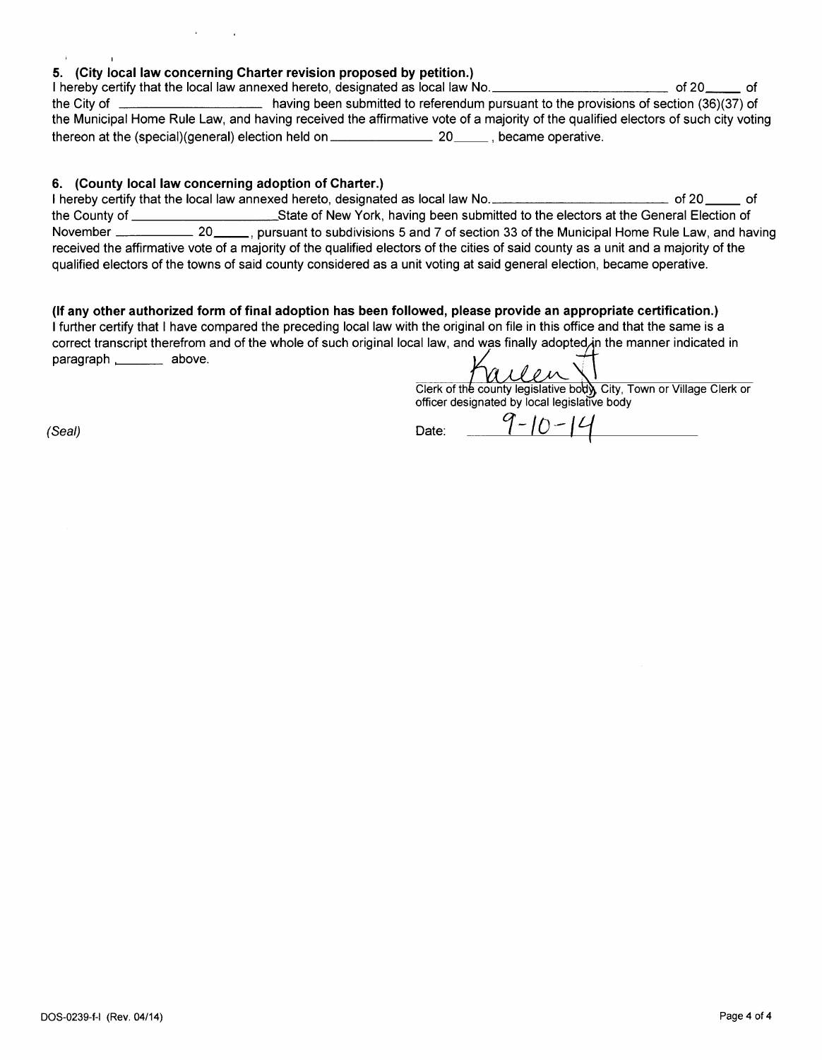**5. (City local law concerning Charter revision proposed by petition.)**

I hereby certify that the local law annexed hereto, designated as local law No. ______________ of 20____ of the City of ______________ having been submitted to referendum pursuant to the provisions of section (36)(37) of the Municipal Home Rule Law, and having received the affirmative vote of a majority of the qualified electors of such city voting thereon at the (special)(general) election held on ______________ 20____ , became operative.

**6. (County local law concerning adoption of Charter.)**

I hereby certify that the local law annexed hereto, designated as local law No. ______________ of 20____ of the County of ______________ State of New York, having been submitted to the electors at the General Election of November ______________ 20____, pursuant to subdivisions 5 and 7 of section 33 of the Municipal Home Rule Law, and having received the affirmative vote of a majority of the qualified electors of the cities of said county as a unit and a majority of the qualified electors of the towns of said county considered as a unit voting at said general election, became operative.

**(If any other authorized form of final adoption has been followed, please provide an appropriate certification.)**

I further certify that I have compared the preceding local law with the original on file in this office and that the same is a correct transcript therefrom and of the whole of such original local law, and was finally adopted in the manner indicated in paragraph ______ above.

Karen

Clerk of the county legislative body, City, Town or Village Clerk or officer designated by local legislative body

*(Seal)*

Date: 9-10-14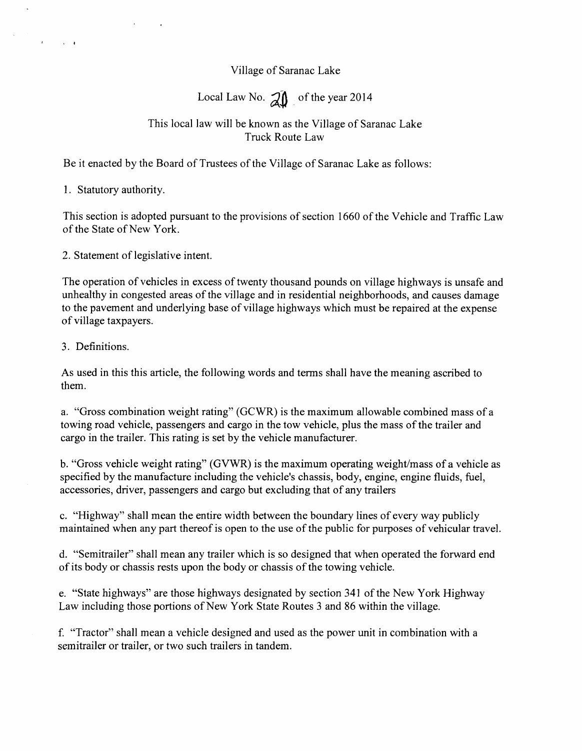Village of Saranac Lake

Local Law No. 20 of the year 2014

This local law will be known as the Village of Saranac Lake Truck Route Law

Be it enacted by the Board of Trustees of the Village of Saranac Lake as follows:

1. Statutory authority.

This section is adopted pursuant to the provisions of section 1660 of the Vehicle and Traffic Law of the State of New York.

2. Statement of legislative intent.

The operation of vehicles in excess of twenty thousand pounds on village highways is unsafe and unhealthy in congested areas of the village and in residential neighborhoods, and causes damage to the pavement and underlying base of village highways which must be repaired at the expense of village taxpayers.

3. Definitions.

As used in this this article, the following words and terms shall have the meaning ascribed to them.

a. "Gross combination weight rating" (GCWR) is the maximum allowable combined mass of a towing road vehicle, passengers and cargo in the tow vehicle, plus the mass of the trailer and cargo in the trailer. This rating is set by the vehicle manufacturer.

b. "Gross vehicle weight rating" (GVWR) is the maximum operating weight/mass of a vehicle as specified by the manufacture including the vehicle's chassis, body, engine, engine fluids, fuel, accessories, driver, passengers and cargo but excluding that of any trailers

c. "Highway" shall mean the entire width between the boundary lines of every way publicly maintained when any part thereof is open to the use of the public for purposes of vehicular travel.

d. "Semitrailer" shall mean any trailer which is so designed that when operated the forward end of its body or chassis rests upon the body or chassis of the towing vehicle.

e. "State highways" are those highways designated by section 341 of the New York Highway Law including those portions of New York State Routes 3 and 86 within the village.

f. "Tractor" shall mean a vehicle designed and used as the power unit in combination with a semitrailer or trailer, or two such trailers in tandem.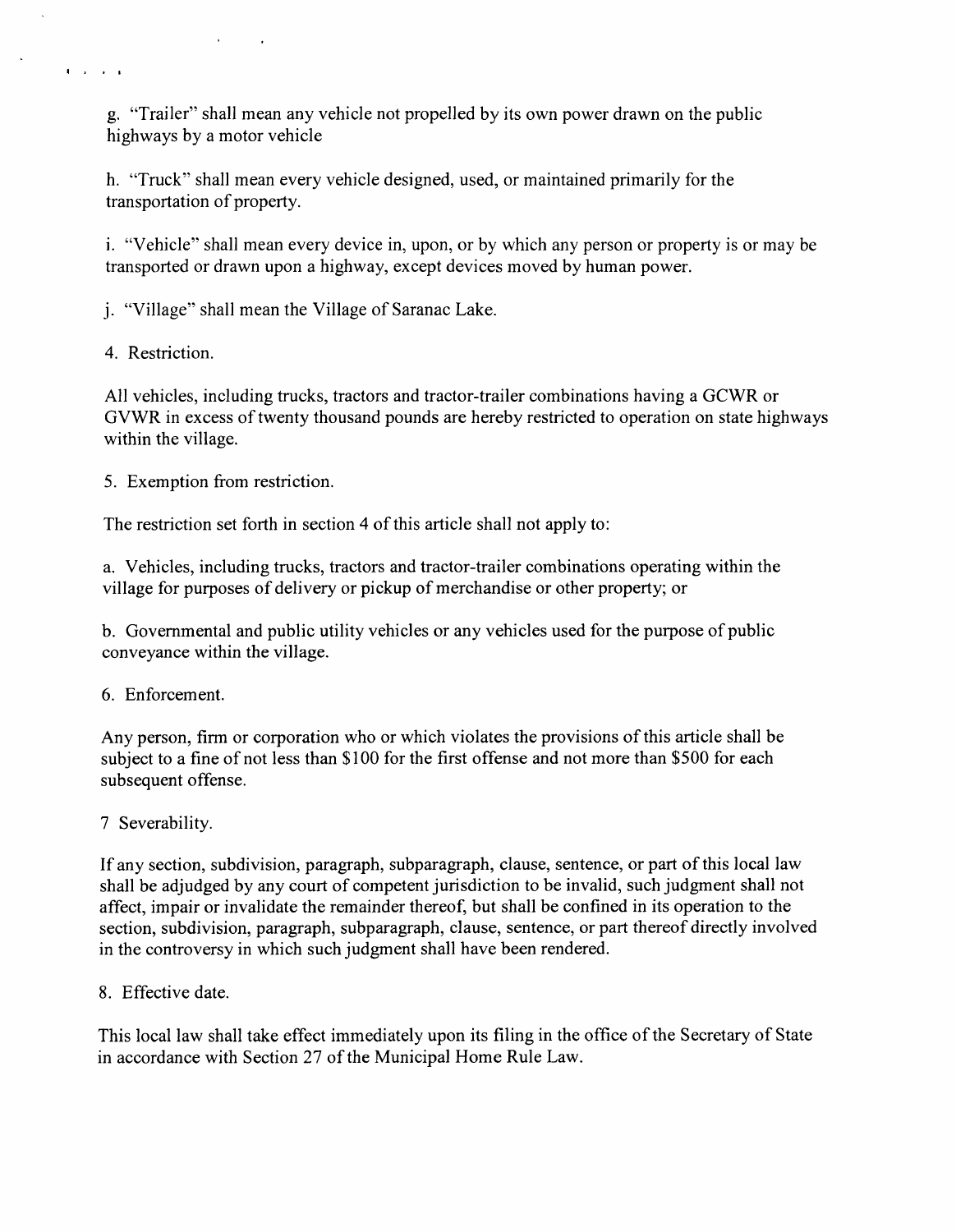g. "Trailer" shall mean any vehicle not propelled by its own power drawn on the public highways by a motor vehicle

h. "Truck" shall mean every vehicle designed, used, or maintained primarily for the transportation of property.

i. "Vehicle" shall mean every device in, upon, or by which any person or property is or may be transported or drawn upon a highway, except devices moved by human power.

j. "Village" shall mean the Village of Saranac Lake.

4. Restriction.

All vehicles, including trucks, tractors and tractor-trailer combinations having a GCWR or GVWR in excess of twenty thousand pounds are hereby restricted to operation on state highways within the village.

5. Exemption from restriction.

The restriction set forth in section 4 of this article shall not apply to:

a. Vehicles, including trucks, tractors and tractor-trailer combinations operating within the village for purposes of delivery or pickup of merchandise or other property; or

b. Governmental and public utility vehicles or any vehicles used for the purpose of public conveyance within the village.

6. Enforcement.

Any person, firm or corporation who or which violates the provisions of this article shall be subject to a fine of not less than $100 for the first offense and not more than $500 for each subsequent offense.

7 Severability.

If any section, subdivision, paragraph, subparagraph, clause, sentence, or part of this local law shall be adjudged by any court of competent jurisdiction to be invalid, such judgment shall not affect, impair or invalidate the remainder thereof, but shall be confined in its operation to the section, subdivision, paragraph, subparagraph, clause, sentence, or part thereof directly involved in the controversy in which such judgment shall have been rendered.

8. Effective date.

This local law shall take effect immediately upon its filing in the office of the Secretary of State in accordance with Section 27 of the Municipal Home Rule Law.